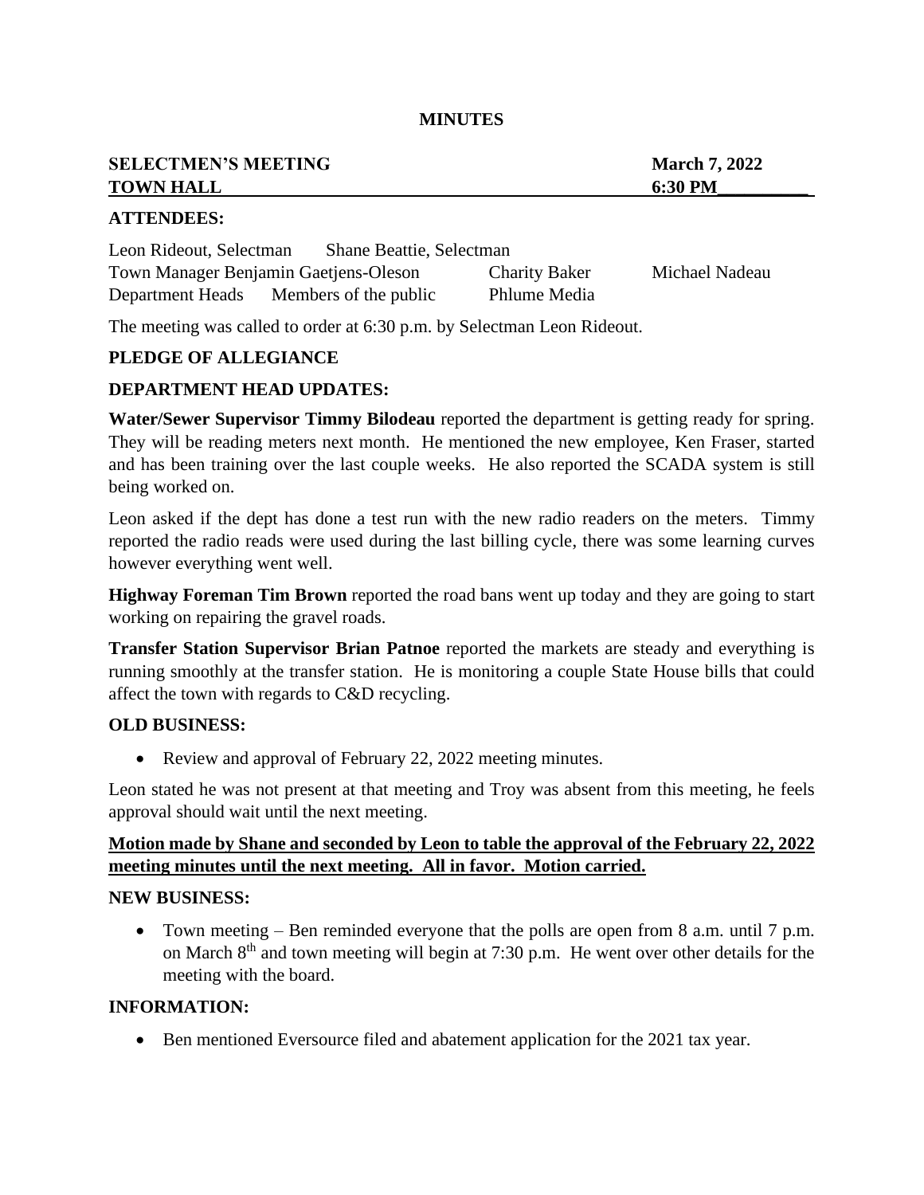**MINUTES**

**SELECTMEN'S MEETING** **March 7, 2022**
**TOWN HALL** **6:30 PM**

**ATTENDEES:**

Leon Rideout, Selectman Shane Beattie, Selectman
Town Manager Benjamin Gaetjens-Oleson Charity Baker Michael Nadeau
Department Heads Members of the public Phlume Media

The meeting was called to order at 6:30 p.m. by Selectman Leon Rideout.

**PLEDGE OF ALLEGIANCE**

**DEPARTMENT HEAD UPDATES:**

**Water/Sewer Supervisor Timmy Bilodeau** reported the department is getting ready for spring. They will be reading meters next month. He mentioned the new employee, Ken Fraser, started and has been training over the last couple weeks. He also reported the SCADA system is still being worked on.

Leon asked if the dept has done a test run with the new radio readers on the meters. Timmy reported the radio reads were used during the last billing cycle, there was some learning curves however everything went well.

**Highway Foreman Tim Brown** reported the road bans went up today and they are going to start working on repairing the gravel roads.

**Transfer Station Supervisor Brian Patnoe** reported the markets are steady and everything is running smoothly at the transfer station. He is monitoring a couple State House bills that could affect the town with regards to C&D recycling.

**OLD BUSINESS:**

- Review and approval of February 22, 2022 meeting minutes.

Leon stated he was not present at that meeting and Troy was absent from this meeting, he feels approval should wait until the next meeting.

**Motion made by Shane and seconded by Leon to table the approval of the February 22, 2022 meeting minutes until the next meeting. All in favor. Motion carried.**

**NEW BUSINESS:**

- Town meeting – Ben reminded everyone that the polls are open from 8 a.m. until 7 p.m. on March 8th and town meeting will begin at 7:30 p.m. He went over other details for the meeting with the board.

**INFORMATION:**

- Ben mentioned Eversource filed and abatement application for the 2021 tax year.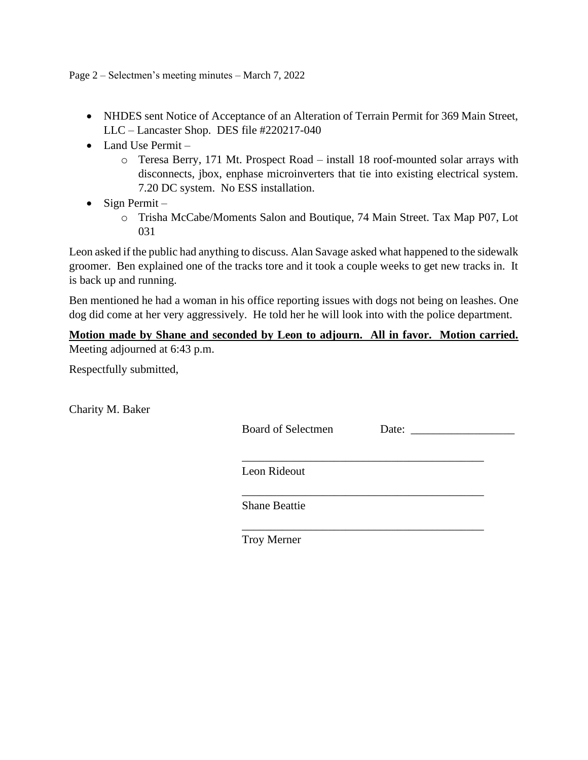- NHDES sent Notice of Acceptance of an Alteration of Terrain Permit for 369 Main Street, LLC – Lancaster Shop. DES file #220217-040
- Land Use Permit –
  - Teresa Berry, 171 Mt. Prospect Road – install 18 roof-mounted solar arrays with disconnects, jbox, enphase microinverters that tie into existing electrical system. 7.20 DC system. No ESS installation.
- Sign Permit –
  - Trisha McCabe/Moments Salon and Boutique, 74 Main Street. Tax Map P07, Lot 031

Leon asked if the public had anything to discuss. Alan Savage asked what happened to the sidewalk groomer. Ben explained one of the tracks tore and it took a couple weeks to get new tracks in. It is back up and running.

Ben mentioned he had a woman in his office reporting issues with dogs not being on leashes. One dog did come at her very aggressively. He told her he will look into with the police department.

**Motion made by Shane and seconded by Leon to adjourn. All in favor. Motion carried.** Meeting adjourned at 6:43 p.m.

Respectfully submitted,

Charity M. Baker

Board of Selectmen Date: ________________

_________________________________________
Leon Rideout

_________________________________________
Shane Beattie

_________________________________________
Troy Merner